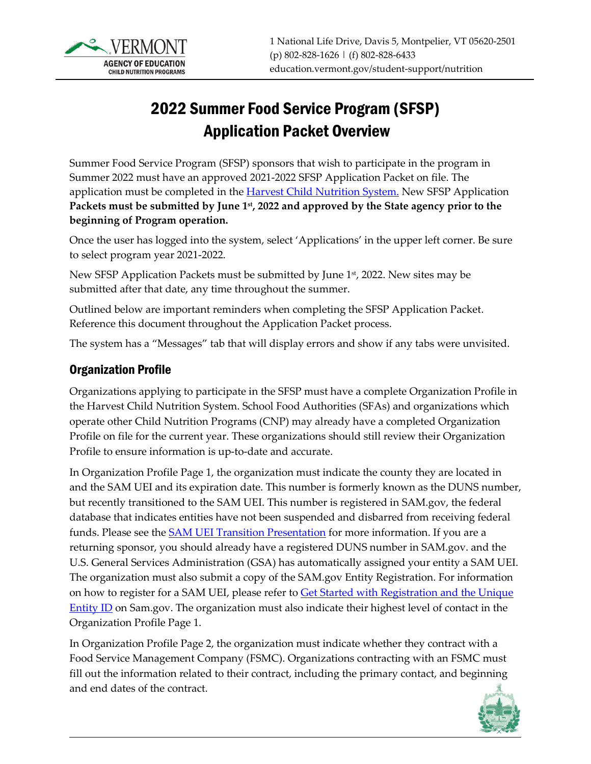VERMONT
AGENCY OF EDUCATION
CHILD NUTRITION PROGRAMS

1 National Life Drive, Davis 5, Montpelier, VT 05620-2501
(p) 802-828-1626 | (f) 802-828-6433
education.vermont.gov/student-support/nutrition

# 2022 Summer Food Service Program (SFSP) Application Packet Overview

Summer Food Service Program (SFSP) sponsors that wish to participate in the program in Summer 2022 must have an approved 2021-2022 SFSP Application Packet on file. The application must be completed in the Harvest Child Nutrition System. New SFSP Application **Packets must be submitted by June 1st, 2022 and approved by the State agency prior to the beginning of Program operation.**

Once the user has logged into the system, select 'Applications' in the upper left corner. Be sure to select program year 2021-2022.

New SFSP Application Packets must be submitted by June 1st, 2022. New sites may be submitted after that date, any time throughout the summer.

Outlined below are important reminders when completing the SFSP Application Packet. Reference this document throughout the Application Packet process.

The system has a "Messages" tab that will display errors and show if any tabs were unvisited.

## Organization Profile

Organizations applying to participate in the SFSP must have a complete Organization Profile in the Harvest Child Nutrition System. School Food Authorities (SFAs) and organizations which operate other Child Nutrition Programs (CNP) may already have a completed Organization Profile on file for the current year. These organizations should still review their Organization Profile to ensure information is up-to-date and accurate.

In Organization Profile Page 1, the organization must indicate the county they are located in and the SAM UEI and its expiration date. This number is formerly known as the DUNS number, but recently transitioned to the SAM UEI. This number is registered in SAM.gov, the federal database that indicates entities have not been suspended and disbarred from receiving federal funds. Please see the SAM UEI Transition Presentation for more information. If you are a returning sponsor, you should already have a registered DUNS number in SAM.gov. and the U.S. General Services Administration (GSA) has automatically assigned your entity a SAM UEI. The organization must also submit a copy of the SAM.gov Entity Registration. For information on how to register for a SAM UEI, please refer to Get Started with Registration and the Unique Entity ID on Sam.gov. The organization must also indicate their highest level of contact in the Organization Profile Page 1.

In Organization Profile Page 2, the organization must indicate whether they contract with a Food Service Management Company (FSMC). Organizations contracting with an FSMC must fill out the information related to their contract, including the primary contact, and beginning and end dates of the contract.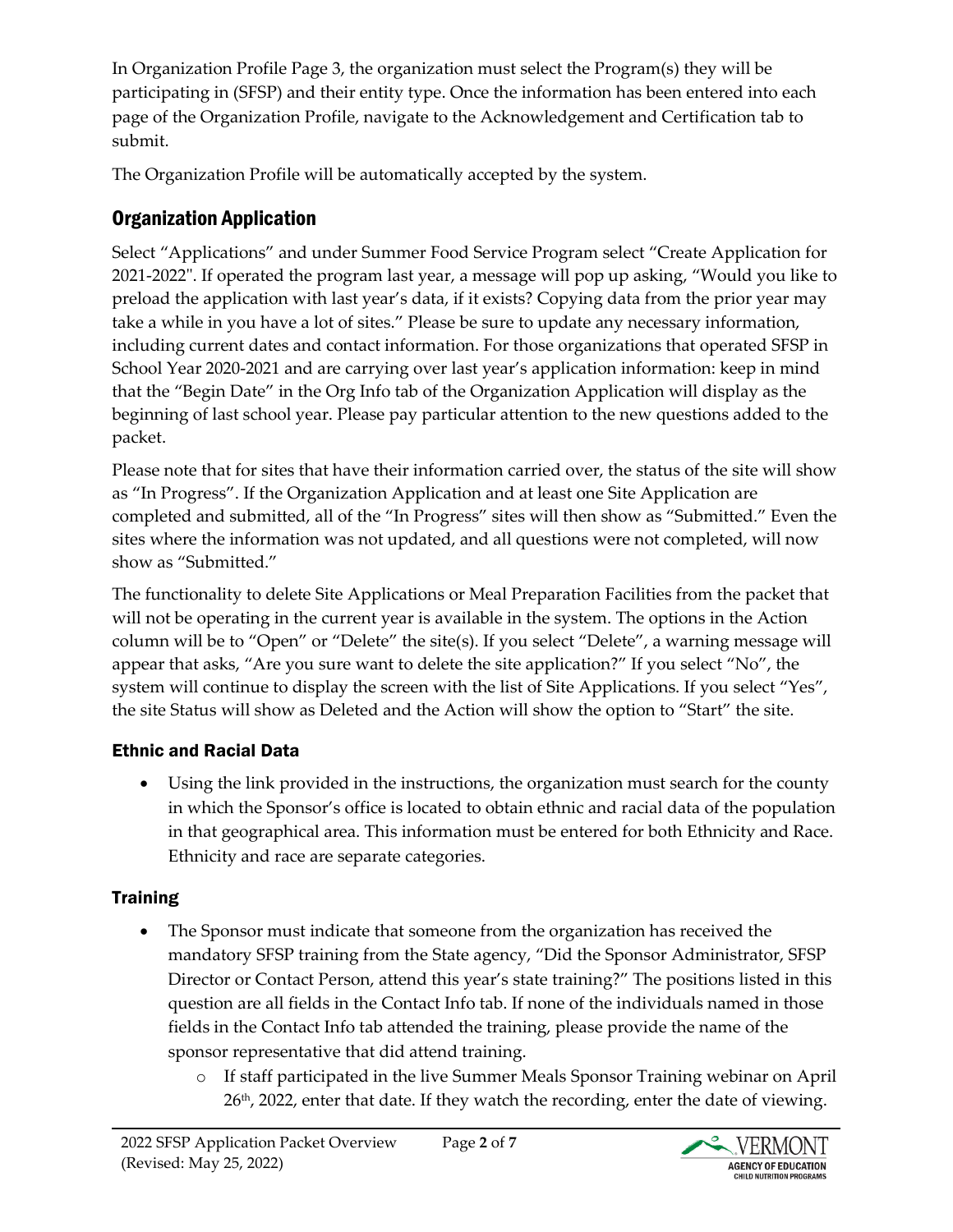In Organization Profile Page 3, the organization must select the Program(s) they will be participating in (SFSP) and their entity type. Once the information has been entered into each page of the Organization Profile, navigate to the Acknowledgement and Certification tab to submit.

The Organization Profile will be automatically accepted by the system.

## Organization Application

Select "Applications" and under Summer Food Service Program select "Create Application for 2021-2022". If operated the program last year, a message will pop up asking, "Would you like to preload the application with last year's data, if it exists? Copying data from the prior year may take a while in you have a lot of sites." Please be sure to update any necessary information, including current dates and contact information. For those organizations that operated SFSP in School Year 2020-2021 and are carrying over last year's application information: keep in mind that the "Begin Date" in the Org Info tab of the Organization Application will display as the beginning of last school year. Please pay particular attention to the new questions added to the packet.

Please note that for sites that have their information carried over, the status of the site will show as "In Progress". If the Organization Application and at least one Site Application are completed and submitted, all of the "In Progress" sites will then show as "Submitted." Even the sites where the information was not updated, and all questions were not completed, will now show as "Submitted."

The functionality to delete Site Applications or Meal Preparation Facilities from the packet that will not be operating in the current year is available in the system. The options in the Action column will be to "Open" or "Delete" the site(s). If you select "Delete", a warning message will appear that asks, "Are you sure want to delete the site application?" If you select "No", the system will continue to display the screen with the list of Site Applications. If you select "Yes", the site Status will show as Deleted and the Action will show the option to "Start" the site.

### Ethnic and Racial Data

- Using the link provided in the instructions, the organization must search for the county in which the Sponsor's office is located to obtain ethnic and racial data of the population in that geographical area. This information must be entered for both Ethnicity and Race. Ethnicity and race are separate categories.

### Training

- The Sponsor must indicate that someone from the organization has received the mandatory SFSP training from the State agency, "Did the Sponsor Administrator, SFSP Director or Contact Person, attend this year's state training?" The positions listed in this question are all fields in the Contact Info tab. If none of the individuals named in those fields in the Contact Info tab attended the training, please provide the name of the sponsor representative that did attend training.
  - If staff participated in the live Summer Meals Sponsor Training webinar on April 26th, 2022, enter that date. If they watch the recording, enter the date of viewing.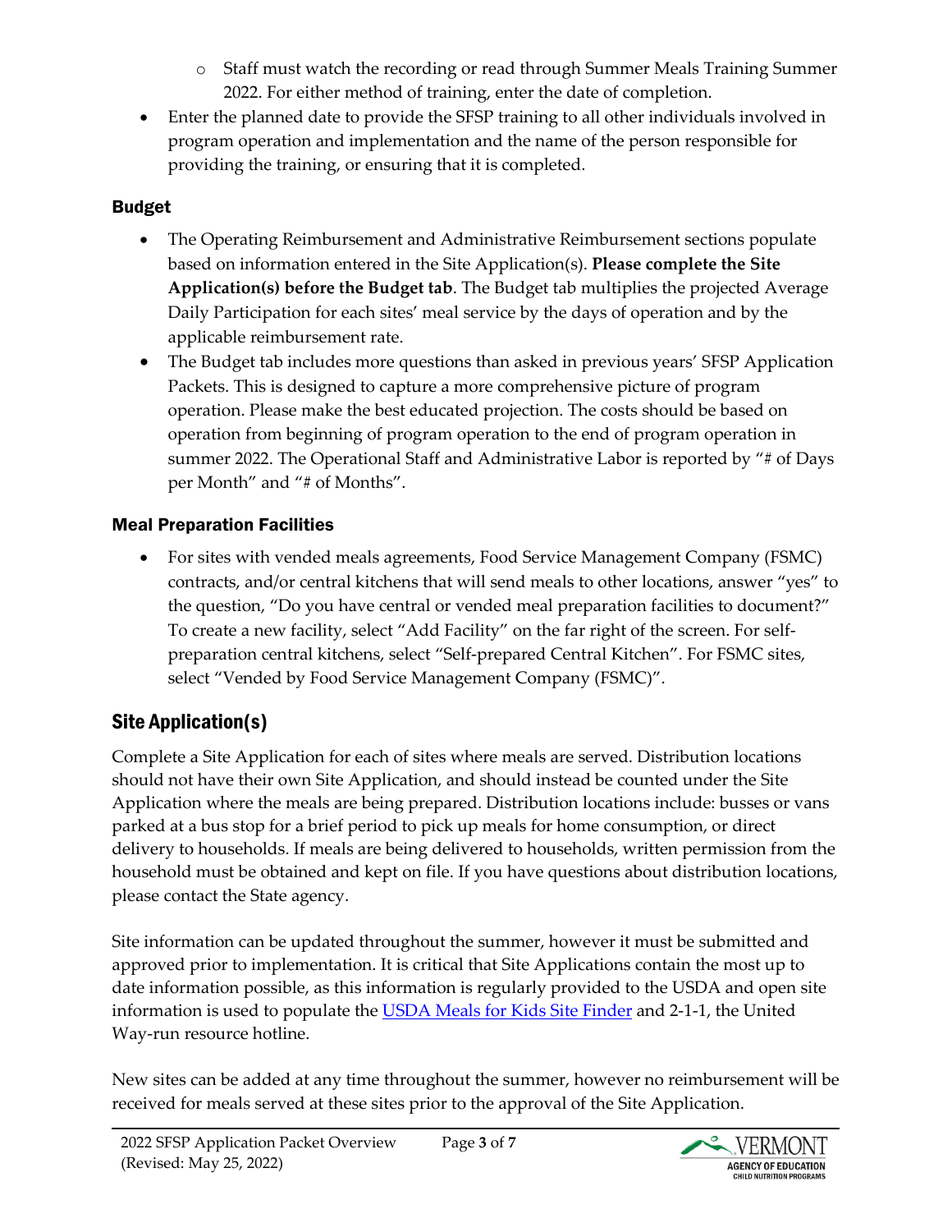- Staff must watch the recording or read through Summer Meals Training Summer 2022. For either method of training, enter the date of completion.
- Enter the planned date to provide the SFSP training to all other individuals involved in program operation and implementation and the name of the person responsible for providing the training, or ensuring that it is completed.

### Budget

- The Operating Reimbursement and Administrative Reimbursement sections populate based on information entered in the Site Application(s). **Please complete the Site Application(s) before the Budget tab**. The Budget tab multiplies the projected Average Daily Participation for each sites' meal service by the days of operation and by the applicable reimbursement rate.
- The Budget tab includes more questions than asked in previous years' SFSP Application Packets. This is designed to capture a more comprehensive picture of program operation. Please make the best educated projection. The costs should be based on operation from beginning of program operation to the end of program operation in summer 2022. The Operational Staff and Administrative Labor is reported by "# of Days per Month" and "# of Months".

### Meal Preparation Facilities

- For sites with vended meals agreements, Food Service Management Company (FSMC) contracts, and/or central kitchens that will send meals to other locations, answer "yes" to the question, "Do you have central or vended meal preparation facilities to document?" To create a new facility, select "Add Facility" on the far right of the screen. For self-preparation central kitchens, select "Self-prepared Central Kitchen". For FSMC sites, select "Vended by Food Service Management Company (FSMC)".

## Site Application(s)

Complete a Site Application for each of sites where meals are served. Distribution locations should not have their own Site Application, and should instead be counted under the Site Application where the meals are being prepared. Distribution locations include: busses or vans parked at a bus stop for a brief period to pick up meals for home consumption, or direct delivery to households. If meals are being delivered to households, written permission from the household must be obtained and kept on file. If you have questions about distribution locations, please contact the State agency.

Site information can be updated throughout the summer, however it must be submitted and approved prior to implementation. It is critical that Site Applications contain the most up to date information possible, as this information is regularly provided to the USDA and open site information is used to populate the [USDA Meals for Kids Site Finder] and 2-1-1, the United Way-run resource hotline.

New sites can be added at any time throughout the summer, however no reimbursement will be received for meals served at these sites prior to the approval of the Site Application.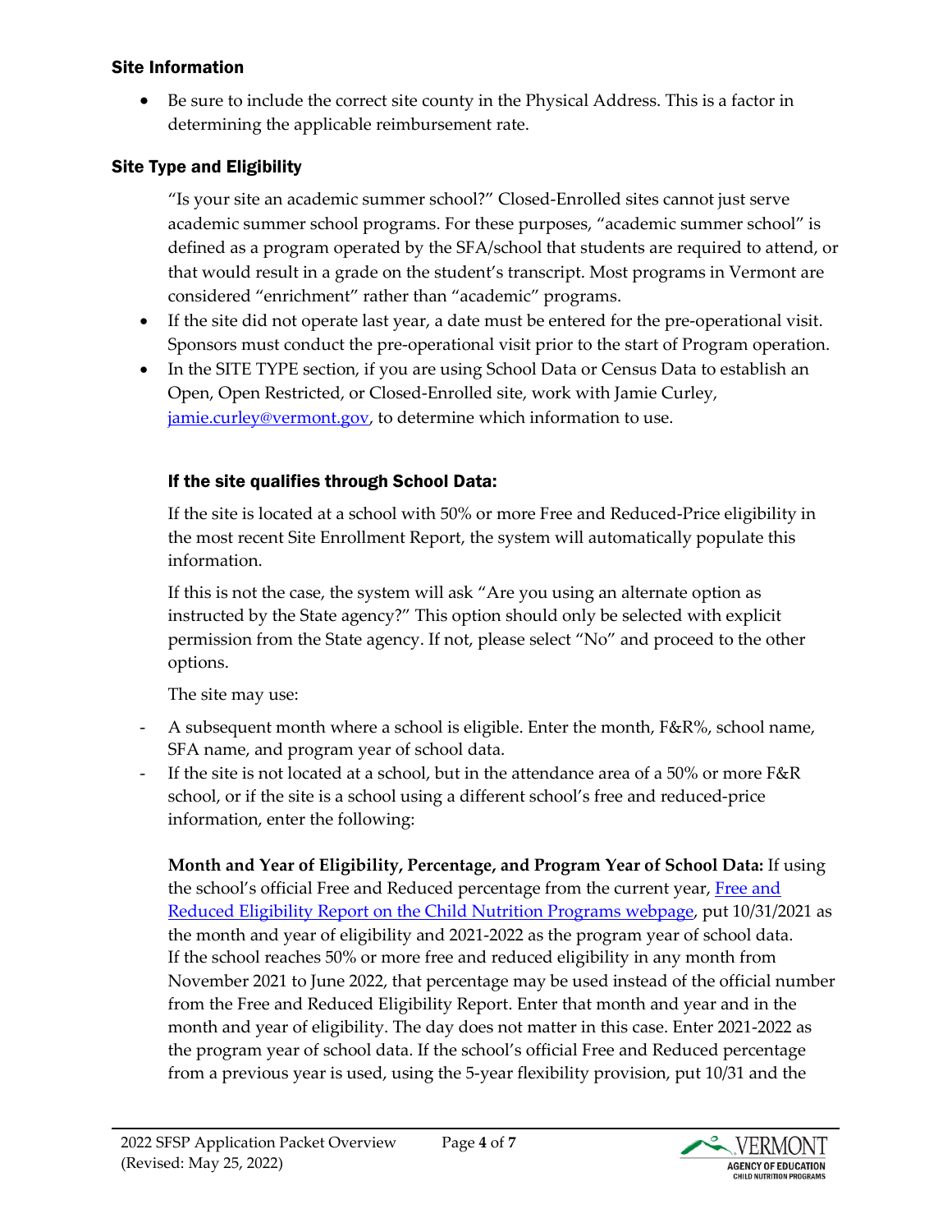### Site Information

- Be sure to include the correct site county in the Physical Address. This is a factor in determining the applicable reimbursement rate.

### Site Type and Eligibility

"Is your site an academic summer school?" Closed-Enrolled sites cannot just serve academic summer school programs. For these purposes, "academic summer school" is defined as a program operated by the SFA/school that students are required to attend, or that would result in a grade on the student's transcript. Most programs in Vermont are considered "enrichment" rather than "academic" programs.

- If the site did not operate last year, a date must be entered for the pre-operational visit. Sponsors must conduct the pre-operational visit prior to the start of Program operation.
- In the SITE TYPE section, if you are using School Data or Census Data to establish an Open, Open Restricted, or Closed-Enrolled site, work with Jamie Curley, [jamie.curley@vermont.gov](mailto:jamie.curley@vermont.gov), to determine which information to use.

#### If the site qualifies through School Data:

If the site is located at a school with 50% or more Free and Reduced-Price eligibility in the most recent Site Enrollment Report, the system will automatically populate this information.

If this is not the case, the system will ask "Are you using an alternate option as instructed by the State agency?" This option should only be selected with explicit permission from the State agency. If not, please select "No" and proceed to the other options.

The site may use:

- A subsequent month where a school is eligible. Enter the month, F&R%, school name, SFA name, and program year of school data.
- If the site is not located at a school, but in the attendance area of a 50% or more F&R school, or if the site is a school using a different school's free and reduced-price information, enter the following:

**Month and Year of Eligibility, Percentage, and Program Year of School Data:** If using the school's official Free and Reduced percentage from the current year, [Free and Reduced Eligibility Report on the Child Nutrition Programs webpage](), put 10/31/2021 as the month and year of eligibility and 2021-2022 as the program year of school data. If the school reaches 50% or more free and reduced eligibility in any month from November 2021 to June 2022, that percentage may be used instead of the official number from the Free and Reduced Eligibility Report. Enter that month and year and in the month and year of eligibility. The day does not matter in this case. Enter 2021-2022 as the program year of school data. If the school's official Free and Reduced percentage from a previous year is used, using the 5-year flexibility provision, put 10/31 and the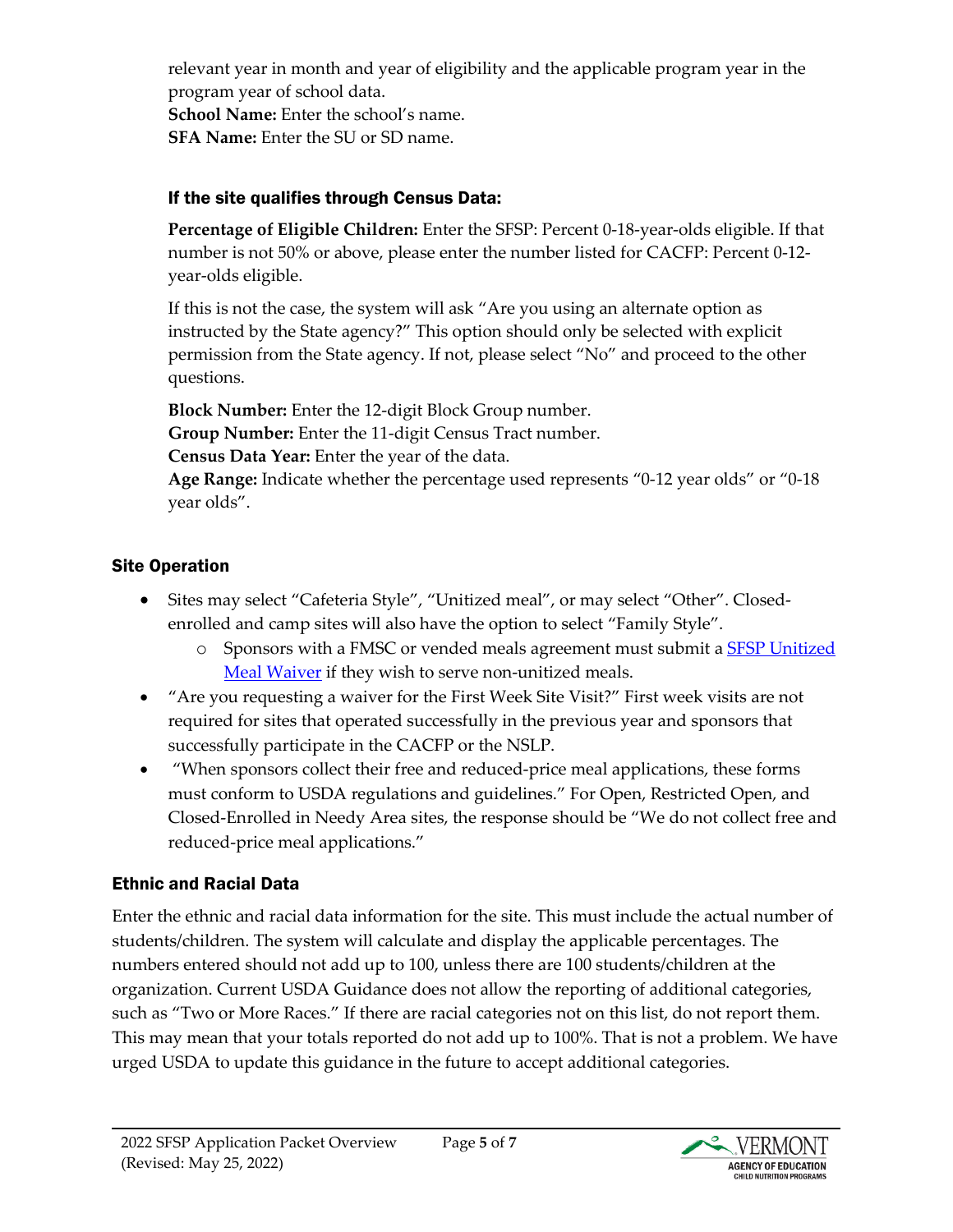relevant year in month and year of eligibility and the applicable program year in the program year of school data.
**School Name:** Enter the school's name.
**SFA Name:** Enter the SU or SD name.

### If the site qualifies through Census Data:

**Percentage of Eligible Children:** Enter the SFSP: Percent 0-18-year-olds eligible. If that number is not 50% or above, please enter the number listed for CACFP: Percent 0-12-year-olds eligible.

If this is not the case, the system will ask "Are you using an alternate option as instructed by the State agency?" This option should only be selected with explicit permission from the State agency. If not, please select "No" and proceed to the other questions.

**Block Number:** Enter the 12-digit Block Group number.
**Group Number:** Enter the 11-digit Census Tract number.
**Census Data Year:** Enter the year of the data.
**Age Range:** Indicate whether the percentage used represents "0-12 year olds" or "0-18 year olds".

## Site Operation

- Sites may select "Cafeteria Style", "Unitized meal", or may select "Other". Closed-enrolled and camp sites will also have the option to select "Family Style".
    - Sponsors with a FMSC or vended meals agreement must submit a [SFSP Unitized Meal Waiver]() if they wish to serve non-unitized meals.
- "Are you requesting a waiver for the First Week Site Visit?" First week visits are not required for sites that operated successfully in the previous year and sponsors that successfully participate in the CACFP or the NSLP.
- "When sponsors collect their free and reduced-price meal applications, these forms must conform to USDA regulations and guidelines." For Open, Restricted Open, and Closed-Enrolled in Needy Area sites, the response should be "We do not collect free and reduced-price meal applications."

## Ethnic and Racial Data

Enter the ethnic and racial data information for the site. This must include the actual number of students/children. The system will calculate and display the applicable percentages. The numbers entered should not add up to 100, unless there are 100 students/children at the organization. Current USDA Guidance does not allow the reporting of additional categories, such as "Two or More Races." If there are racial categories not on this list, do not report them. This may mean that your totals reported do not add up to 100%. That is not a problem. We have urged USDA to update this guidance in the future to accept additional categories.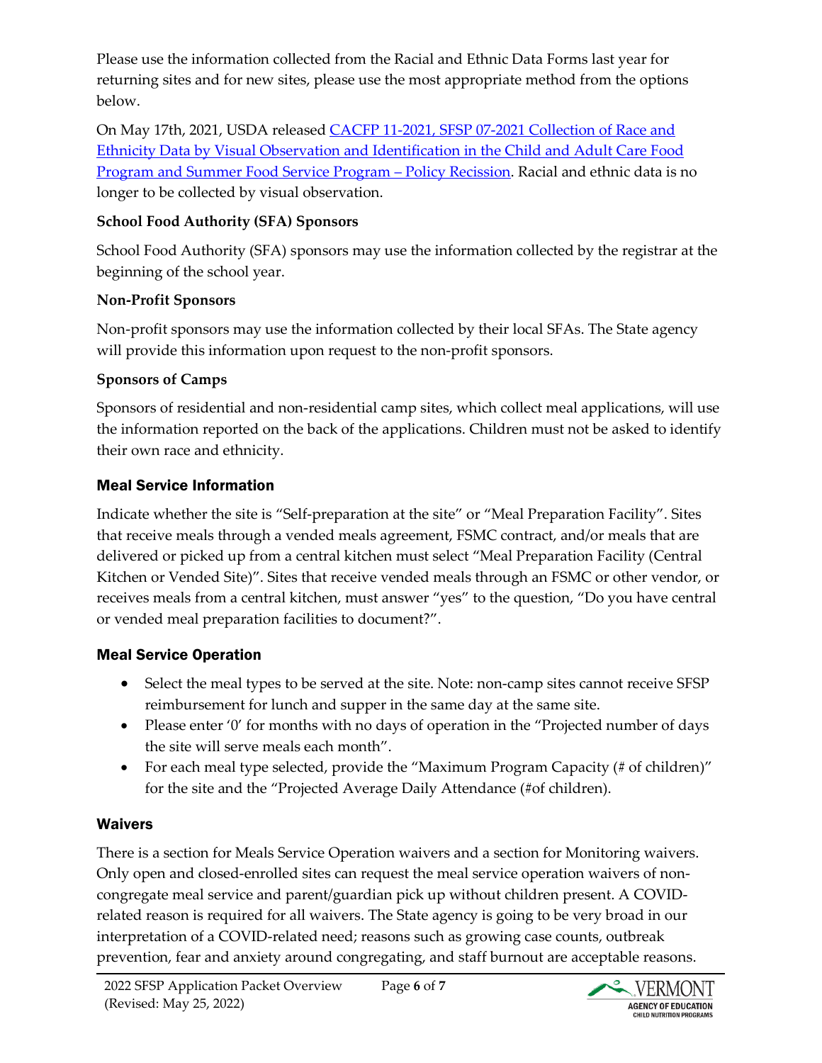Please use the information collected from the Racial and Ethnic Data Forms last year for returning sites and for new sites, please use the most appropriate method from the options below.

On May 17th, 2021, USDA released [CACFP 11-2021, SFSP 07-2021 Collection of Race and Ethnicity Data by Visual Observation and Identification in the Child and Adult Care Food Program and Summer Food Service Program – Policy Recission](). Racial and ethnic data is no longer to be collected by visual observation.

**School Food Authority (SFA) Sponsors**

School Food Authority (SFA) sponsors may use the information collected by the registrar at the beginning of the school year.

**Non-Profit Sponsors**

Non-profit sponsors may use the information collected by their local SFAs. The State agency will provide this information upon request to the non-profit sponsors.

**Sponsors of Camps**

Sponsors of residential and non-residential camp sites, which collect meal applications, will use the information reported on the back of the applications. Children must not be asked to identify their own race and ethnicity.

### Meal Service Information

Indicate whether the site is "Self-preparation at the site" or "Meal Preparation Facility". Sites that receive meals through a vended meals agreement, FSMC contract, and/or meals that are delivered or picked up from a central kitchen must select "Meal Preparation Facility (Central Kitchen or Vended Site)". Sites that receive vended meals through an FSMC or other vendor, or receives meals from a central kitchen, must answer "yes" to the question, "Do you have central or vended meal preparation facilities to document?".

### Meal Service Operation

- Select the meal types to be served at the site. Note: non-camp sites cannot receive SFSP reimbursement for lunch and supper in the same day at the same site.
- Please enter '0' for months with no days of operation in the "Projected number of days the site will serve meals each month".
- For each meal type selected, provide the "Maximum Program Capacity (# of children)" for the site and the "Projected Average Daily Attendance (#of children).

### Waivers

There is a section for Meals Service Operation waivers and a section for Monitoring waivers. Only open and closed-enrolled sites can request the meal service operation waivers of non-congregate meal service and parent/guardian pick up without children present. A COVID-related reason is required for all waivers. The State agency is going to be very broad in our interpretation of a COVID-related need; reasons such as growing case counts, outbreak prevention, fear and anxiety around congregating, and staff burnout are acceptable reasons.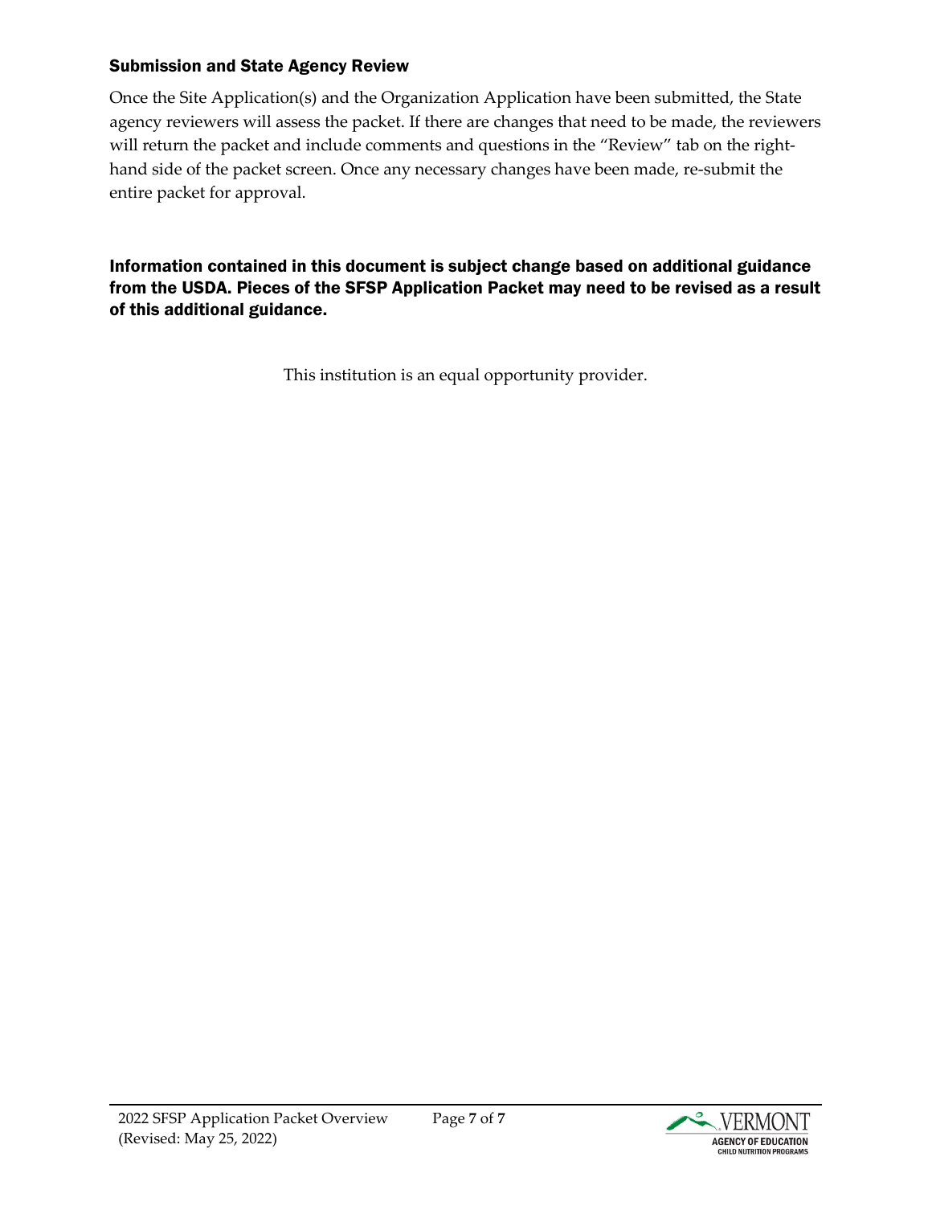### Submission and State Agency Review

Once the Site Application(s) and the Organization Application have been submitted, the State agency reviewers will assess the packet. If there are changes that need to be made, the reviewers will return the packet and include comments and questions in the "Review" tab on the right-hand side of the packet screen. Once any necessary changes have been made, re-submit the entire packet for approval.

**Information contained in this document is subject change based on additional guidance from the USDA. Pieces of the SFSP Application Packet may need to be revised as a result of this additional guidance.**

This institution is an equal opportunity provider.